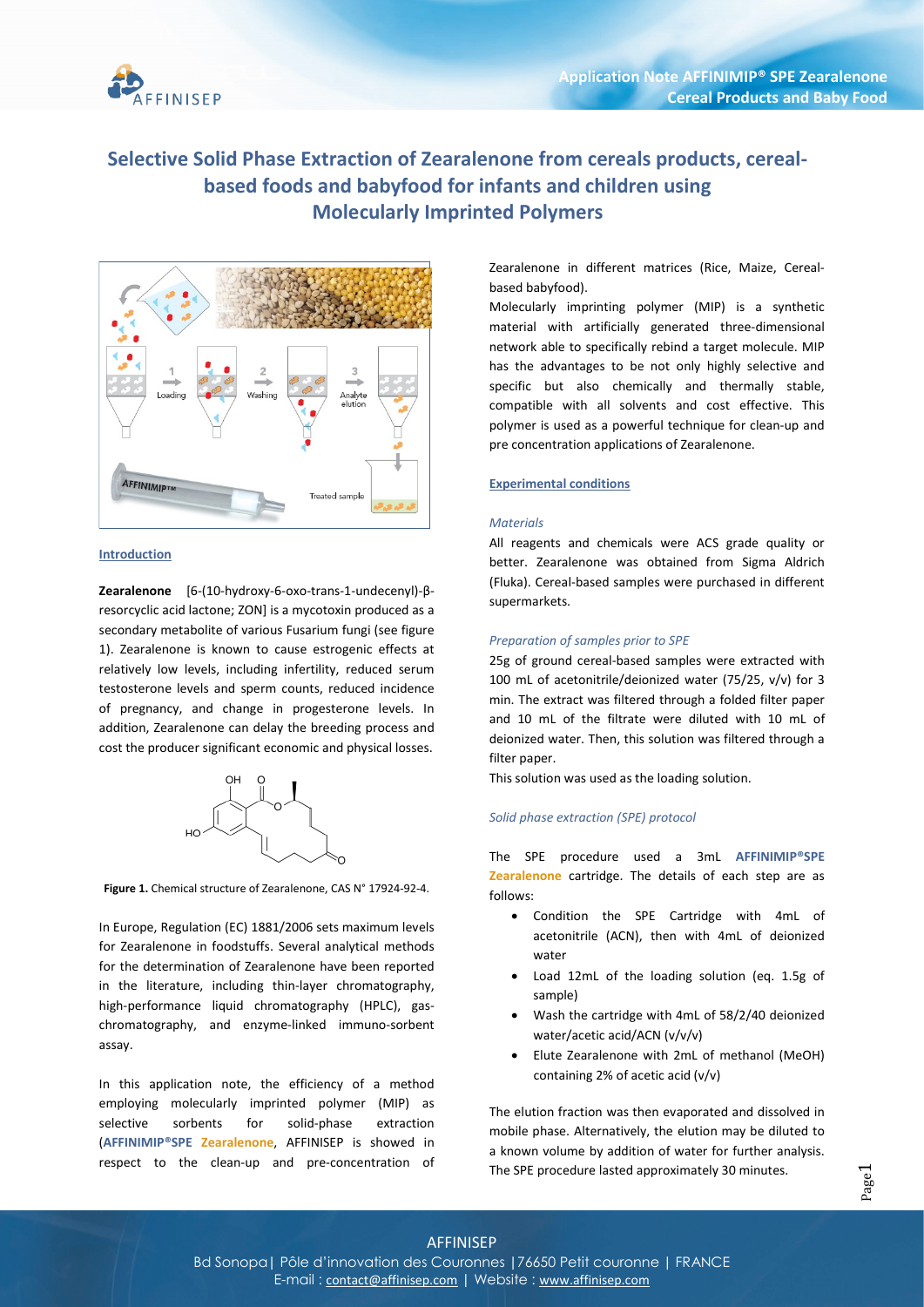# Selective Solid Phase Extraction of Zearalenone from cereals products, cereal-based foods and babyfood for infants and children using Molecularly Imprinted Polymers

## Introduction

**Zearalenone** [6-(10-hydroxy-6-oxo-trans-1-undecenyl)-β-resorcyclic acid lactone; ZON] is a mycotoxin produced as a secondary metabolite of various Fusarium fungi (see figure 1). Zearalenone is known to cause estrogenic effects at relatively low levels, including infertility, reduced serum testosterone levels and sperm counts, reduced incidence of pregnancy, and change in progesterone levels. In addition, Zearalenone can delay the breeding process and cost the producer significant economic and physical losses.

**Figure 1.** Chemical structure of Zearalenone, CAS N° 17924-92-4.

In Europe, Regulation (EC) 1881/2006 sets maximum levels for Zearalenone in foodstuffs. Several analytical methods for the determination of Zearalenone have been reported in the literature, including thin-layer chromatography, high-performance liquid chromatography (HPLC), gas-chromatography, and enzyme-linked immuno-sorbent assay.

In this application note, the efficiency of a method employing molecularly imprinted polymer (MIP) as selective sorbents for solid-phase extraction (**AFFINIMIP®SPE Zearalenone**, AFFINISEP is showed in respect to the clean-up and pre-concentration of Zearalenone in different matrices (Rice, Maize, Cereal-based babyfood).

Molecularly imprinting polymer (MIP) is a synthetic material with artificially generated three-dimensional network able to specifically rebind a target molecule. MIP has the advantages to be not only highly selective and specific but also chemically and thermally stable, compatible with all solvents and cost effective. This polymer is used as a powerful technique for clean-up and pre concentration applications of Zearalenone.

## Experimental conditions

### *Materials*

All reagents and chemicals were ACS grade quality or better. Zearalenone was obtained from Sigma Aldrich (Fluka). Cereal-based samples were purchased in different supermarkets.

### *Preparation of samples prior to SPE*

25g of ground cereal-based samples were extracted with 100 mL of acetonitrile/deionized water (75/25, v/v) for 3 min. The extract was filtered through a folded filter paper and 10 mL of the filtrate were diluted with 10 mL of deionized water. Then, this solution was filtered through a filter paper.

This solution was used as the loading solution.

### *Solid phase extraction (SPE) protocol*

The SPE procedure used a 3mL **AFFINIMIP®SPE Zearalenone** cartridge. The details of each step are as follows:

- Condition the SPE Cartridge with 4mL of acetonitrile (ACN), then with 4mL of deionized water
- Load 12mL of the loading solution (eq. 1.5g of sample)
- Wash the cartridge with 4mL of 58/2/40 deionized water/acetic acid/ACN (v/v/v)
- Elute Zearalenone with 2mL of methanol (MeOH) containing 2% of acetic acid (v/v)

The elution fraction was then evaporated and dissolved in mobile phase. Alternatively, the elution may be diluted to a known volume by addition of water for further analysis. The SPE procedure lasted approximately 30 minutes.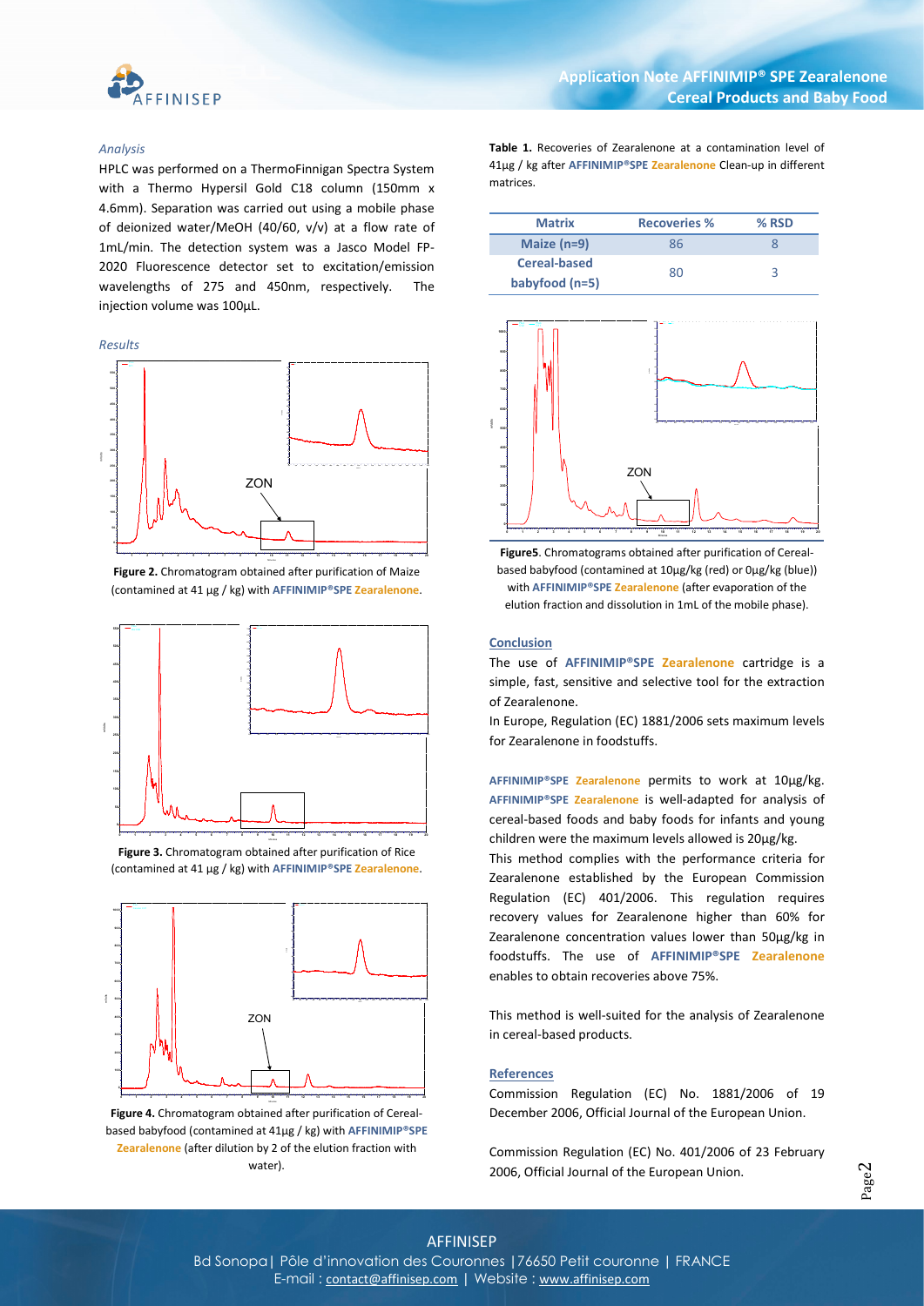### Analysis

HPLC was performed on a ThermoFinnigan Spectra System with a Thermo Hypersil Gold C18 column (150mm x 4.6mm). Separation was carried out using a mobile phase of deionized water/MeOH (40/60, v/v) at a flow rate of 1mL/min. The detection system was a Jasco Model FP-2020 Fluorescence detector set to excitation/emission wavelengths of 275 and 450nm, respectively. The injection volume was 100µL.

### Results

ZON

**Figure 2.** Chromatogram obtained after purification of Maize (contamined at 41 µg / kg) with **AFFINIMIP®SPE Zearalenone**.

**Figure 3.** Chromatogram obtained after purification of Rice (contamined at 41 µg / kg) with **AFFINIMIP®SPE Zearalenone**.

ZON

**Figure 4.** Chromatogram obtained after purification of Cereal-based babyfood (contamined at 41µg / kg) with **AFFINIMIP®SPE Zearalenone** (after dilution by 2 of the elution fraction with water).

**Table 1.** Recoveries of Zearalenone at a contamination level of 41µg / kg after **AFFINIMIP®SPE Zearalenone** Clean-up in different matrices.

| Matrix | Recoveries % | % RSD |
|---|---|---|
| Maize (n=9) | 86 | 8 |
| Cereal-based babyfood (n=5) | 80 | 3 |

ZON

**Figure5**. Chromatograms obtained after purification of Cereal-based babyfood (contamined at 10µg/kg (red) or 0µg/kg (blue)) with **AFFINIMIP®SPE Zearalenone** (after evaporation of the elution fraction and dissolution in 1mL of the mobile phase).

### Conclusion

The use of **AFFINIMIP®SPE Zearalenone** cartridge is a simple, fast, sensitive and selective tool for the extraction of Zearalenone.

In Europe, Regulation (EC) 1881/2006 sets maximum levels for Zearalenone in foodstuffs.

**AFFINIMIP®SPE Zearalenone** permits to work at 10µg/kg. **AFFINIMIP®SPE Zearalenone** is well-adapted for analysis of cereal-based foods and baby foods for infants and young children were the maximum levels allowed is 20µg/kg.

This method complies with the performance criteria for Zearalenone established by the European Commission Regulation (EC) 401/2006. This regulation requires recovery values for Zearalenone higher than 60% for Zearalenone concentration values lower than 50µg/kg in foodstuffs. The use of **AFFINIMIP®SPE Zearalenone** enables to obtain recoveries above 75%.

This method is well-suited for the analysis of Zearalenone in cereal-based products.

### References

Commission Regulation (EC) No. 1881/2006 of 19 December 2006, Official Journal of the European Union.

Commission Regulation (EC) No. 401/2006 of 23 February 2006, Official Journal of the European Union.

AFFINISEP

Bd Sonopa| Pôle d'innovation des Couronnes |76650 Petit couronne | FRANCE

E-mail : contact@affinisep.com | Website : www.affinisep.com